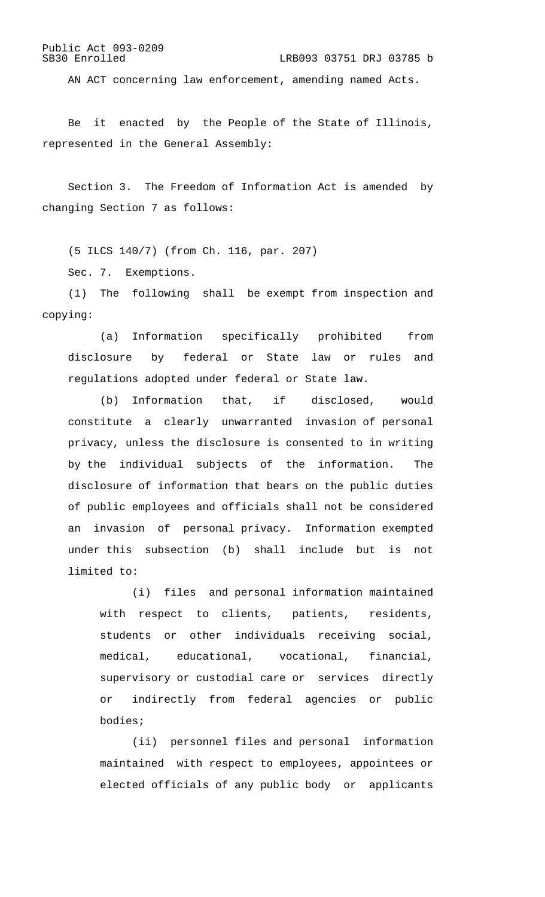Public Act 093-0209
SB30 Enrolled LRB093 03751 DRJ 03785 b

AN ACT concerning law enforcement, amending named Acts.

Be it enacted by the People of the State of Illinois, represented in the General Assembly:

Section 3. The Freedom of Information Act is amended by changing Section 7 as follows:

(5 ILCS 140/7) (from Ch. 116, par. 207)

Sec. 7. Exemptions.

(1) The following shall be exempt from inspection and copying:

(a) Information specifically prohibited from disclosure by federal or State law or rules and regulations adopted under federal or State law.

(b) Information that, if disclosed, would constitute a clearly unwarranted invasion of personal privacy, unless the disclosure is consented to in writing by the individual subjects of the information. The disclosure of information that bears on the public duties of public employees and officials shall not be considered an invasion of personal privacy. Information exempted under this subsection (b) shall include but is not limited to:

(i) files and personal information maintained with respect to clients, patients, residents, students or other individuals receiving social, medical, educational, vocational, financial, supervisory or custodial care or services directly or indirectly from federal agencies or public bodies;

(ii) personnel files and personal information maintained with respect to employees, appointees or elected officials of any public body or applicants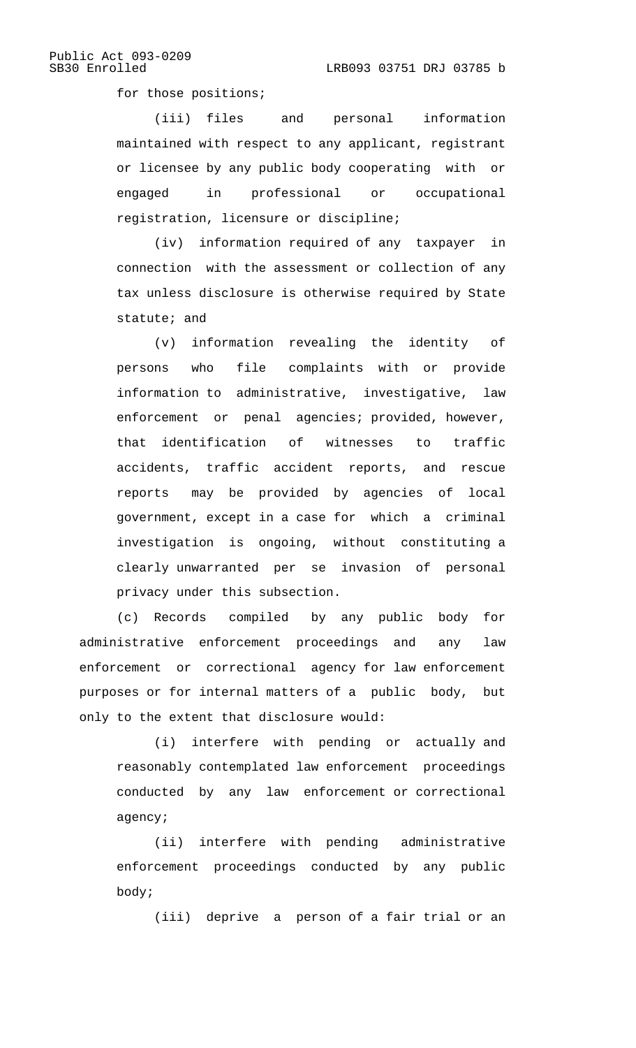for those positions;

(iii) files and personal information maintained with respect to any applicant, registrant or licensee by any public body cooperating with or engaged in professional or occupational registration, licensure or discipline;

(iv) information required of any taxpayer in connection with the assessment or collection of any tax unless disclosure is otherwise required by State statute; and

(v) information revealing the identity of persons who file complaints with or provide information to administrative, investigative, law enforcement or penal agencies; provided, however, that identification of witnesses to traffic accidents, traffic accident reports, and rescue reports may be provided by agencies of local government, except in a case for which a criminal investigation is ongoing, without constituting a clearly unwarranted per se invasion of personal privacy under this subsection.

(c) Records compiled by any public body for administrative enforcement proceedings and any law enforcement or correctional agency for law enforcement purposes or for internal matters of a public body, but only to the extent that disclosure would:

(i) interfere with pending or actually and reasonably contemplated law enforcement proceedings conducted by any law enforcement or correctional agency;

(ii) interfere with pending administrative enforcement proceedings conducted by any public body;

(iii) deprive a person of a fair trial or an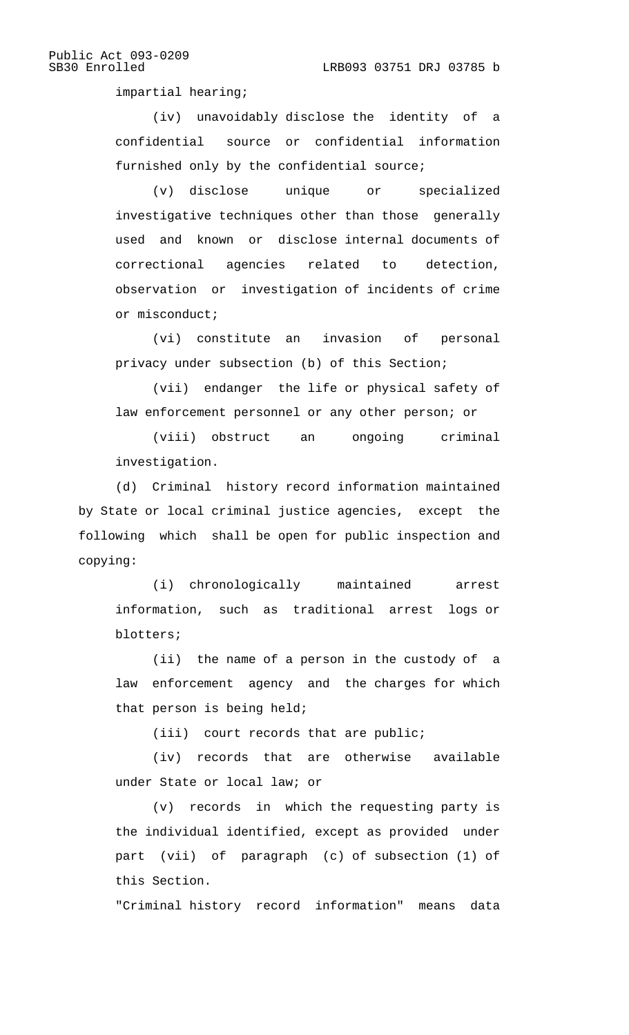impartial hearing;

(iv) unavoidably disclose the identity of a confidential source or confidential information furnished only by the confidential source;

(v) disclose unique or specialized investigative techniques other than those generally used and known or disclose internal documents of correctional agencies related to detection, observation or investigation of incidents of crime or misconduct;

(vi) constitute an invasion of personal privacy under subsection (b) of this Section;

(vii) endanger the life or physical safety of law enforcement personnel or any other person; or

(viii) obstruct an ongoing criminal investigation.

(d) Criminal history record information maintained by State or local criminal justice agencies, except the following which shall be open for public inspection and copying:

(i) chronologically maintained arrest information, such as traditional arrest logs or blotters;

(ii) the name of a person in the custody of a law enforcement agency and the charges for which that person is being held;

(iii) court records that are public;

(iv) records that are otherwise available under State or local law; or

(v) records in which the requesting party is the individual identified, except as provided under part (vii) of paragraph (c) of subsection (1) of this Section.

"Criminal history record information" means data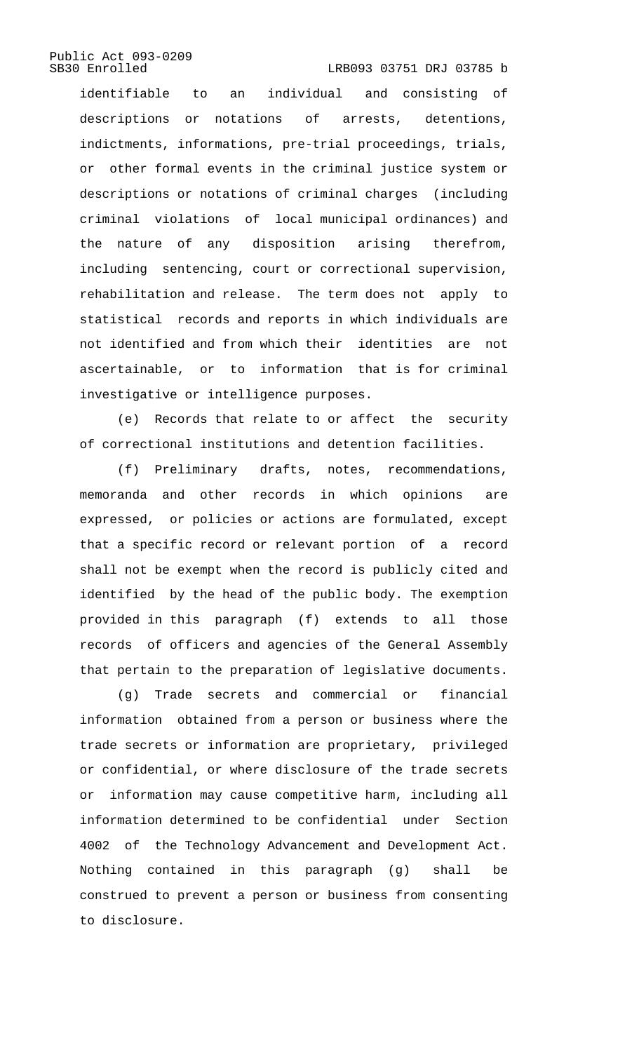identifiable to an individual and consisting of descriptions or notations of arrests, detentions, indictments, informations, pre-trial proceedings, trials, or other formal events in the criminal justice system or descriptions or notations of criminal charges (including criminal violations of local municipal ordinances) and the nature of any disposition arising therefrom, including sentencing, court or correctional supervision, rehabilitation and release. The term does not apply to statistical records and reports in which individuals are not identified and from which their identities are not ascertainable, or to information that is for criminal investigative or intelligence purposes.

(e) Records that relate to or affect the security of correctional institutions and detention facilities.

(f) Preliminary drafts, notes, recommendations, memoranda and other records in which opinions are expressed, or policies or actions are formulated, except that a specific record or relevant portion of a record shall not be exempt when the record is publicly cited and identified by the head of the public body. The exemption provided in this paragraph (f) extends to all those records of officers and agencies of the General Assembly that pertain to the preparation of legislative documents.

(g) Trade secrets and commercial or financial information obtained from a person or business where the trade secrets or information are proprietary, privileged or confidential, or where disclosure of the trade secrets or information may cause competitive harm, including all information determined to be confidential under Section 4002 of the Technology Advancement and Development Act. Nothing contained in this paragraph (g) shall be construed to prevent a person or business from consenting to disclosure.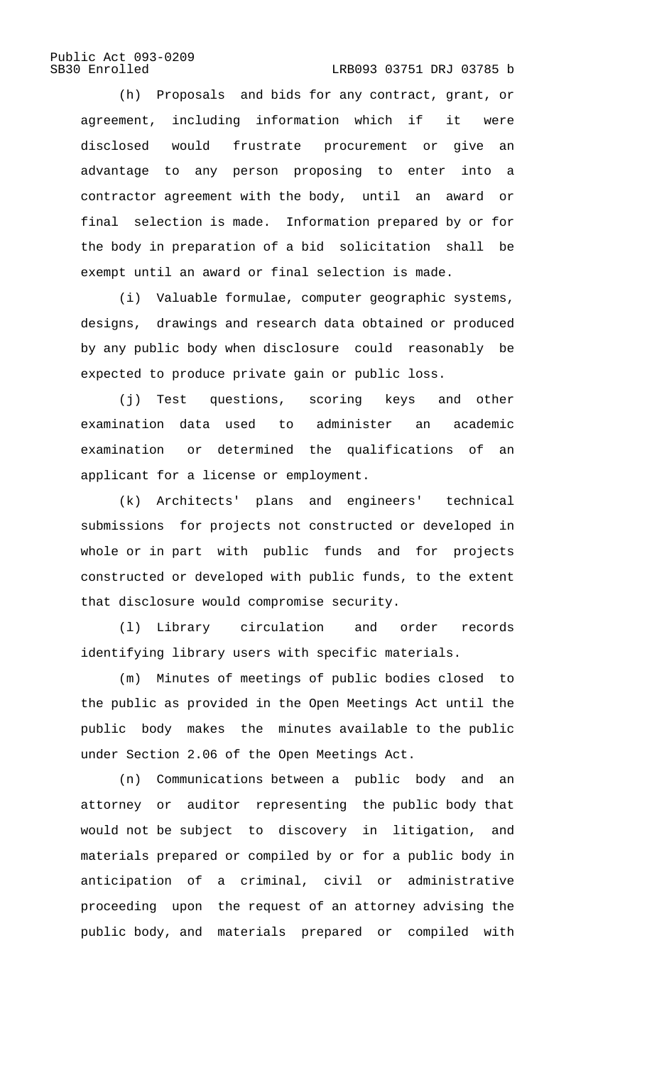(h) Proposals and bids for any contract, grant, or agreement, including information which if it were disclosed would frustrate procurement or give an advantage to any person proposing to enter into a contractor agreement with the body, until an award or final selection is made. Information prepared by or for the body in preparation of a bid solicitation shall be exempt until an award or final selection is made.

(i) Valuable formulae, computer geographic systems, designs, drawings and research data obtained or produced by any public body when disclosure could reasonably be expected to produce private gain or public loss.

(j) Test questions, scoring keys and other examination data used to administer an academic examination or determined the qualifications of an applicant for a license or employment.

(k) Architects' plans and engineers' technical submissions for projects not constructed or developed in whole or in part with public funds and for projects constructed or developed with public funds, to the extent that disclosure would compromise security.

(l) Library circulation and order records identifying library users with specific materials.

(m) Minutes of meetings of public bodies closed to the public as provided in the Open Meetings Act until the public body makes the minutes available to the public under Section 2.06 of the Open Meetings Act.

(n) Communications between a public body and an attorney or auditor representing the public body that would not be subject to discovery in litigation, and materials prepared or compiled by or for a public body in anticipation of a criminal, civil or administrative proceeding upon the request of an attorney advising the public body, and materials prepared or compiled with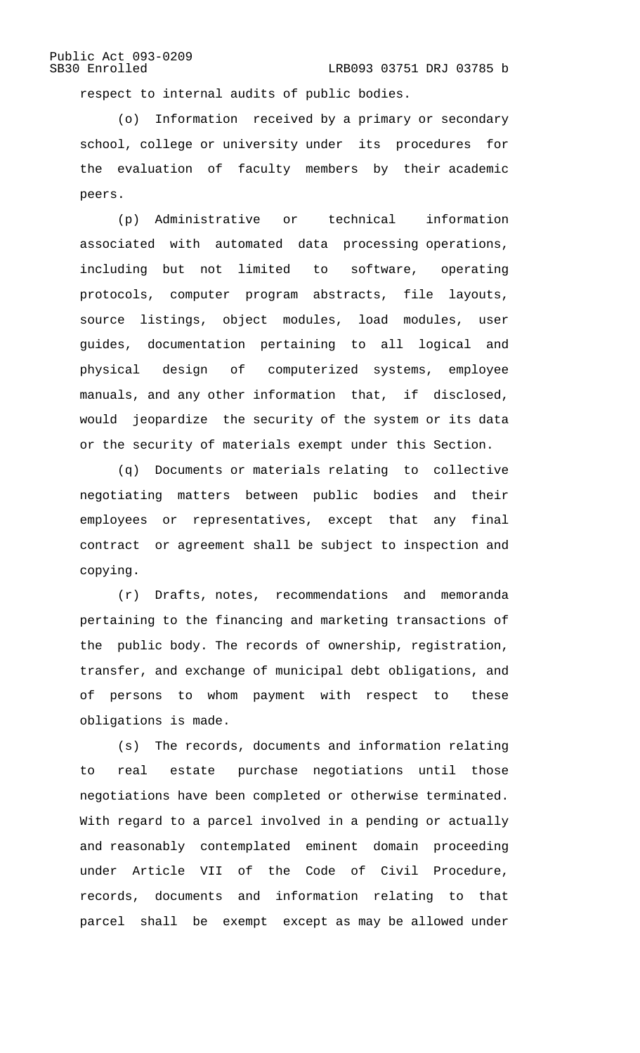respect to internal audits of public bodies.

(o) Information received by a primary or secondary school, college or university under its procedures for the evaluation of faculty members by their academic peers.

(p) Administrative or technical information associated with automated data processing operations, including but not limited to software, operating protocols, computer program abstracts, file layouts, source listings, object modules, load modules, user guides, documentation pertaining to all logical and physical design of computerized systems, employee manuals, and any other information that, if disclosed, would jeopardize the security of the system or its data or the security of materials exempt under this Section.

(q) Documents or materials relating to collective negotiating matters between public bodies and their employees or representatives, except that any final contract or agreement shall be subject to inspection and copying.

(r) Drafts, notes, recommendations and memoranda pertaining to the financing and marketing transactions of the public body. The records of ownership, registration, transfer, and exchange of municipal debt obligations, and of persons to whom payment with respect to these obligations is made.

(s) The records, documents and information relating to real estate purchase negotiations until those negotiations have been completed or otherwise terminated. With regard to a parcel involved in a pending or actually and reasonably contemplated eminent domain proceeding under Article VII of the Code of Civil Procedure, records, documents and information relating to that parcel shall be exempt except as may be allowed under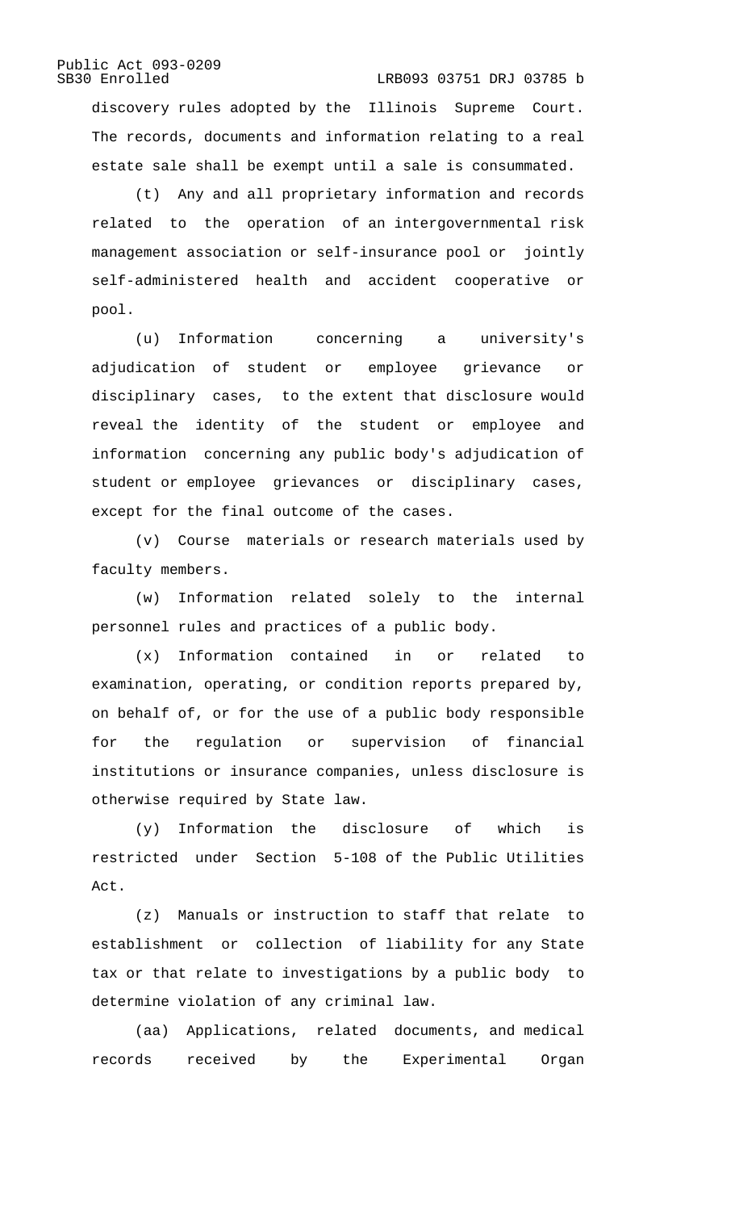discovery rules adopted by the Illinois Supreme Court. The records, documents and information relating to a real estate sale shall be exempt until a sale is consummated.

(t) Any and all proprietary information and records related to the operation of an intergovernmental risk management association or self-insurance pool or jointly self-administered health and accident cooperative or pool.

(u) Information concerning a university's adjudication of student or employee grievance or disciplinary cases, to the extent that disclosure would reveal the identity of the student or employee and information concerning any public body's adjudication of student or employee grievances or disciplinary cases, except for the final outcome of the cases.

(v) Course materials or research materials used by faculty members.

(w) Information related solely to the internal personnel rules and practices of a public body.

(x) Information contained in or related to examination, operating, or condition reports prepared by, on behalf of, or for the use of a public body responsible for the regulation or supervision of financial institutions or insurance companies, unless disclosure is otherwise required by State law.

(y) Information the disclosure of which is restricted under Section 5-108 of the Public Utilities Act.

(z) Manuals or instruction to staff that relate to establishment or collection of liability for any State tax or that relate to investigations by a public body to determine violation of any criminal law.

(aa) Applications, related documents, and medical records received by the Experimental Organ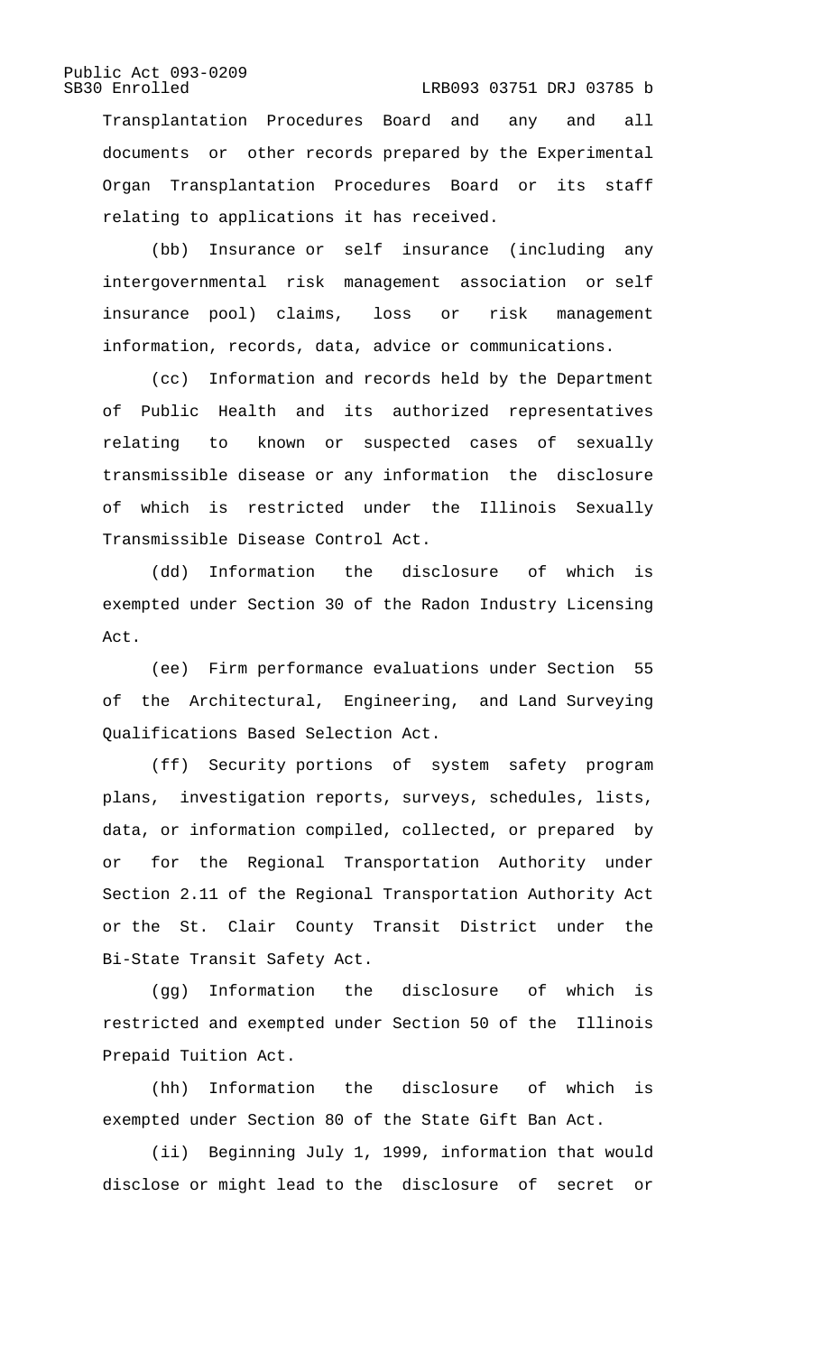Transplantation Procedures Board and any and all documents or other records prepared by the Experimental Organ Transplantation Procedures Board or its staff relating to applications it has received.

(bb) Insurance or self insurance (including any intergovernmental risk management association or self insurance pool) claims, loss or risk management information, records, data, advice or communications.

(cc) Information and records held by the Department of Public Health and its authorized representatives relating to known or suspected cases of sexually transmissible disease or any information the disclosure of which is restricted under the Illinois Sexually Transmissible Disease Control Act.

(dd) Information the disclosure of which is exempted under Section 30 of the Radon Industry Licensing Act.

(ee) Firm performance evaluations under Section 55 of the Architectural, Engineering, and Land Surveying Qualifications Based Selection Act.

(ff) Security portions of system safety program plans, investigation reports, surveys, schedules, lists, data, or information compiled, collected, or prepared by or for the Regional Transportation Authority under Section 2.11 of the Regional Transportation Authority Act or the St. Clair County Transit District under the Bi-State Transit Safety Act.

(gg) Information the disclosure of which is restricted and exempted under Section 50 of the Illinois Prepaid Tuition Act.

(hh) Information the disclosure of which is exempted under Section 80 of the State Gift Ban Act.

(ii) Beginning July 1, 1999, information that would disclose or might lead to the disclosure of secret or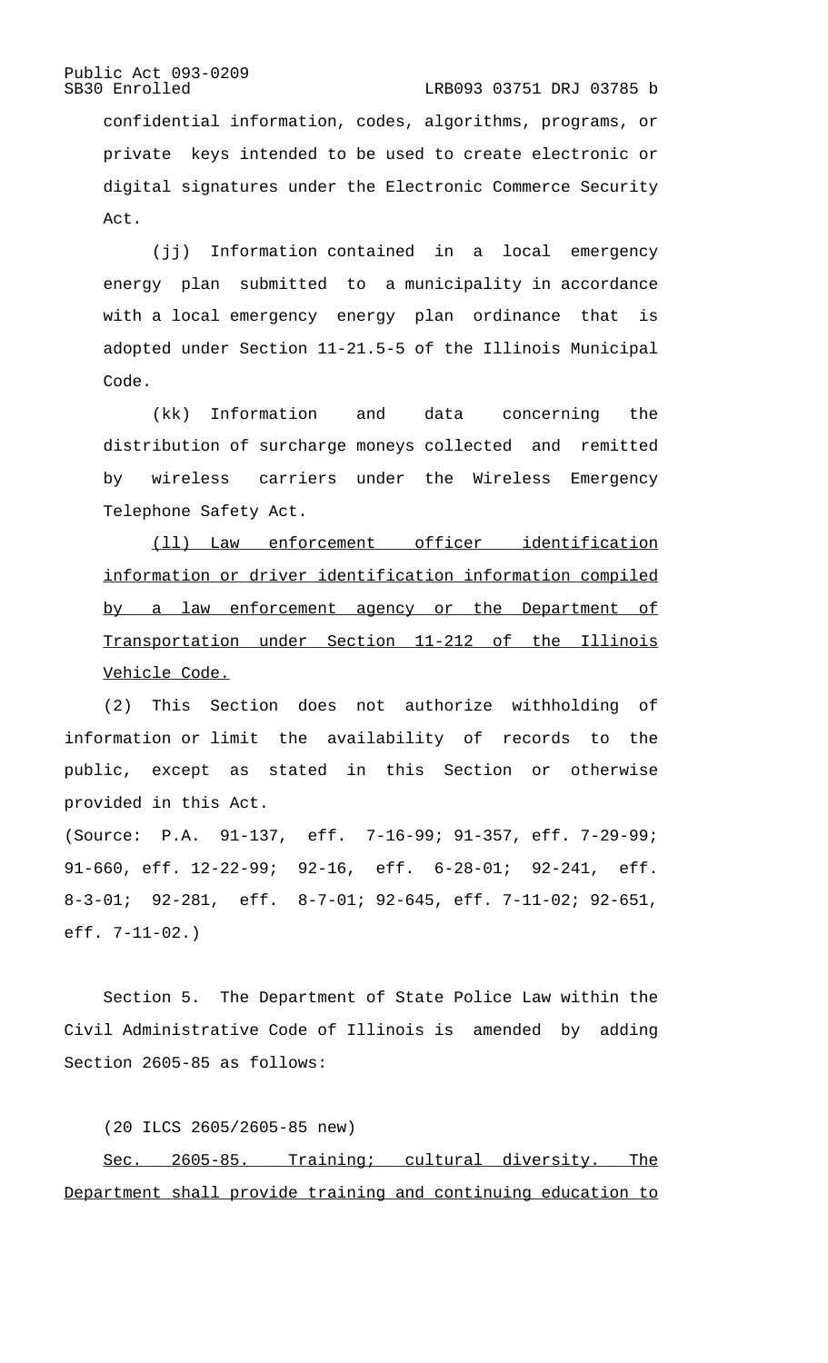confidential information, codes, algorithms, programs, or private keys intended to be used to create electronic or digital signatures under the Electronic Commerce Security Act.

(jj) Information contained in a local emergency energy plan submitted to a municipality in accordance with a local emergency energy plan ordinance that is adopted under Section 11-21.5-5 of the Illinois Municipal Code.

(kk) Information and data concerning the distribution of surcharge moneys collected and remitted by wireless carriers under the Wireless Emergency Telephone Safety Act.

<u>(ll) Law enforcement officer identification information or driver identification information compiled by a law enforcement agency or the Department of Transportation under Section 11-212 of the Illinois Vehicle Code.</u>

(2) This Section does not authorize withholding of information or limit the availability of records to the public, except as stated in this Section or otherwise provided in this Act.

(Source: P.A. 91-137, eff. 7-16-99; 91-357, eff. 7-29-99; 91-660, eff. 12-22-99; 92-16, eff. 6-28-01; 92-241, eff. 8-3-01; 92-281, eff. 8-7-01; 92-645, eff. 7-11-02; 92-651, eff. 7-11-02.)

Section 5. The Department of State Police Law within the Civil Administrative Code of Illinois is amended by adding Section 2605-85 as follows:

(20 ILCS 2605/2605-85 new)

<u>Sec. 2605-85. Training; cultural diversity. The Department shall provide training and continuing education to</u>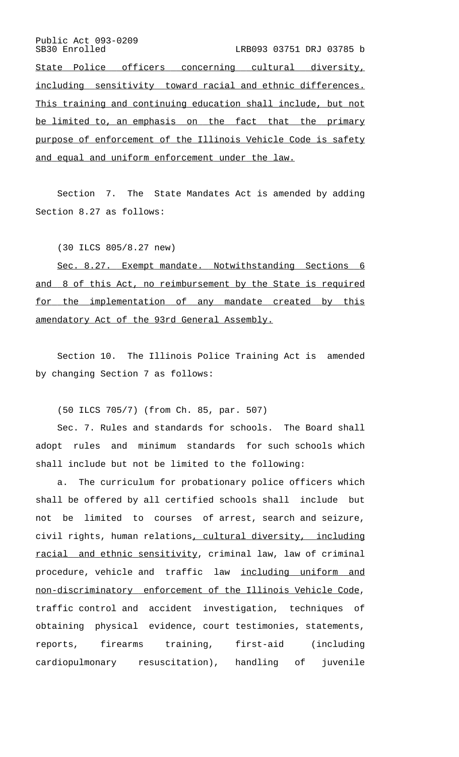State Police officers concerning cultural diversity, including sensitivity toward racial and ethnic differences. This training and continuing education shall include, but not be limited to, an emphasis on the fact that the primary purpose of enforcement of the Illinois Vehicle Code is safety and equal and uniform enforcement under the law.

Section 7. The State Mandates Act is amended by adding Section 8.27 as follows:

(30 ILCS 805/8.27 new)

Sec. 8.27. Exempt mandate. Notwithstanding Sections 6 and 8 of this Act, no reimbursement by the State is required for the implementation of any mandate created by this amendatory Act of the 93rd General Assembly.

Section 10. The Illinois Police Training Act is amended by changing Section 7 as follows:

(50 ILCS 705/7) (from Ch. 85, par. 507)

Sec. 7. Rules and standards for schools. The Board shall adopt rules and minimum standards for such schools which shall include but not be limited to the following:

a. The curriculum for probationary police officers which shall be offered by all certified schools shall include but not be limited to courses of arrest, search and seizure, civil rights, human relations, cultural diversity, including racial and ethnic sensitivity, criminal law, law of criminal procedure, vehicle and traffic law including uniform and non-discriminatory enforcement of the Illinois Vehicle Code, traffic control and accident investigation, techniques of obtaining physical evidence, court testimonies, statements, reports, firearms training, first-aid (including cardiopulmonary resuscitation), handling of juvenile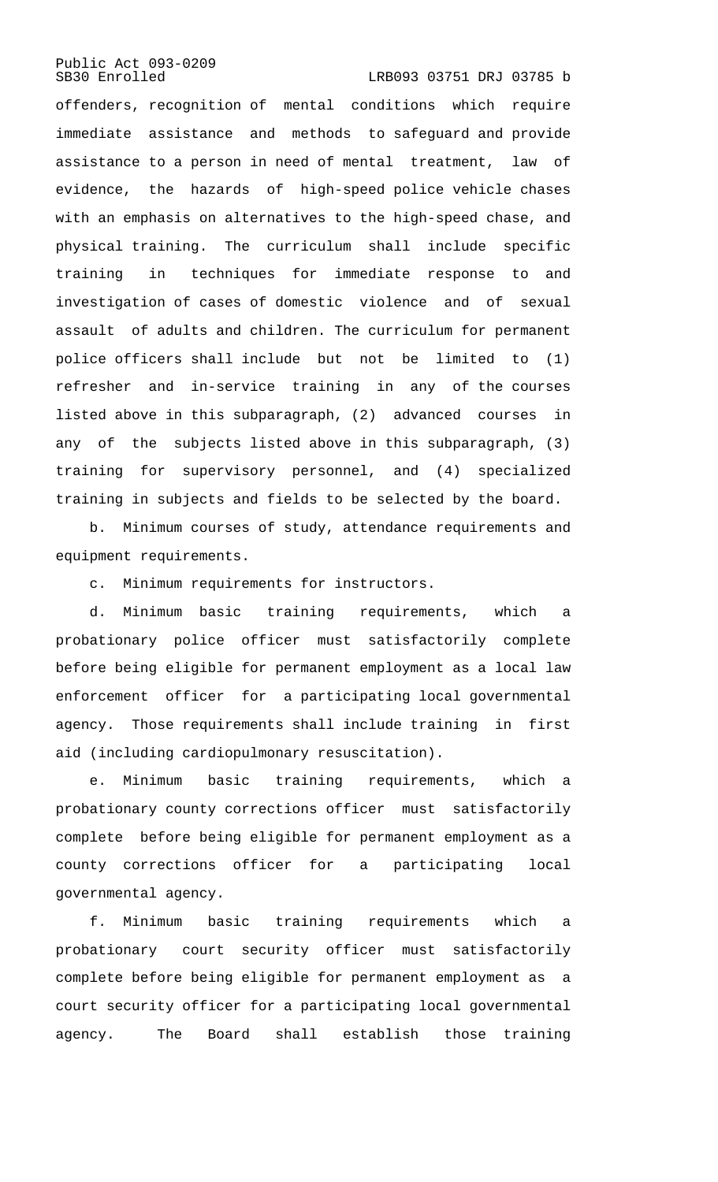offenders, recognition of mental conditions which require immediate assistance and methods to safeguard and provide assistance to a person in need of mental treatment, law of evidence, the hazards of high-speed police vehicle chases with an emphasis on alternatives to the high-speed chase, and physical training. The curriculum shall include specific training in techniques for immediate response to and investigation of cases of domestic violence and of sexual assault of adults and children. The curriculum for permanent police officers shall include but not be limited to (1) refresher and in-service training in any of the courses listed above in this subparagraph, (2) advanced courses in any of the subjects listed above in this subparagraph, (3) training for supervisory personnel, and (4) specialized training in subjects and fields to be selected by the board.

b. Minimum courses of study, attendance requirements and equipment requirements.

c. Minimum requirements for instructors.

d. Minimum basic training requirements, which a probationary police officer must satisfactorily complete before being eligible for permanent employment as a local law enforcement officer for a participating local governmental agency. Those requirements shall include training in first aid (including cardiopulmonary resuscitation).

e. Minimum basic training requirements, which a probationary county corrections officer must satisfactorily complete before being eligible for permanent employment as a county corrections officer for a participating local governmental agency.

f. Minimum basic training requirements which a probationary court security officer must satisfactorily complete before being eligible for permanent employment as a court security officer for a participating local governmental agency. The Board shall establish those training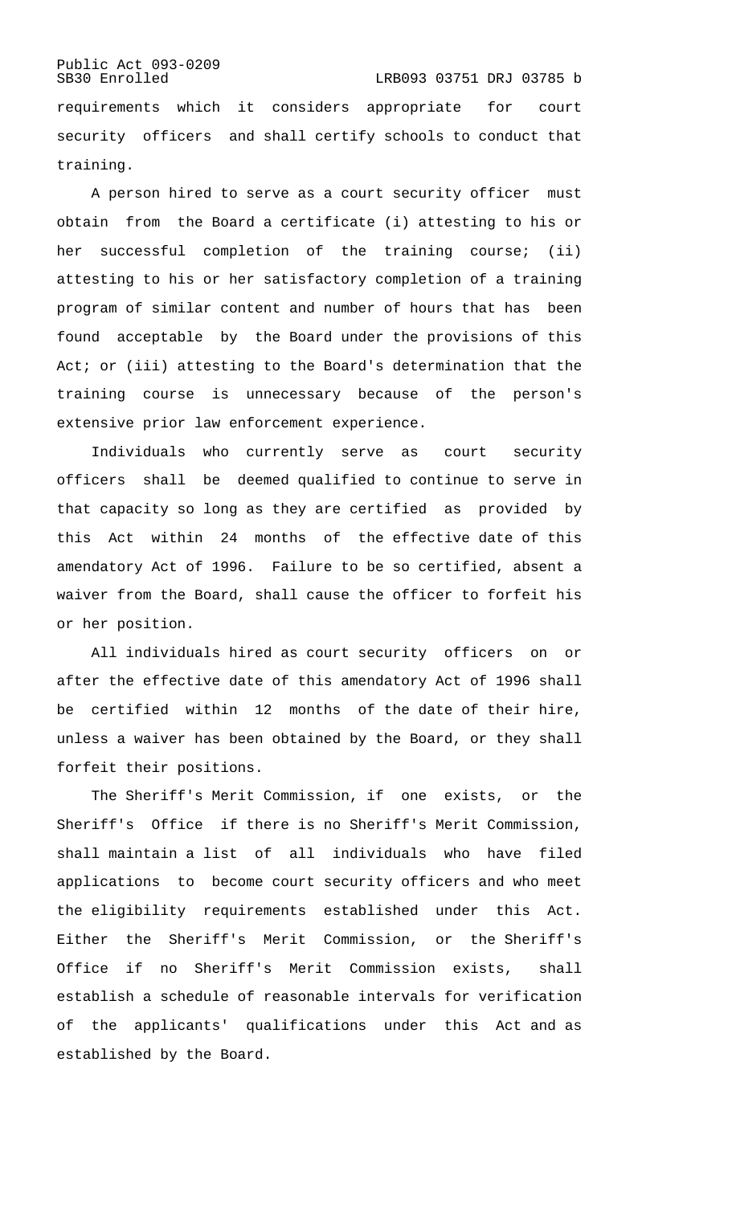requirements which it considers appropriate for court security officers and shall certify schools to conduct that training.

A person hired to serve as a court security officer must obtain from the Board a certificate (i) attesting to his or her successful completion of the training course; (ii) attesting to his or her satisfactory completion of a training program of similar content and number of hours that has been found acceptable by the Board under the provisions of this Act; or (iii) attesting to the Board's determination that the training course is unnecessary because of the person's extensive prior law enforcement experience.

Individuals who currently serve as court security officers shall be deemed qualified to continue to serve in that capacity so long as they are certified as provided by this Act within 24 months of the effective date of this amendatory Act of 1996. Failure to be so certified, absent a waiver from the Board, shall cause the officer to forfeit his or her position.

All individuals hired as court security officers on or after the effective date of this amendatory Act of 1996 shall be certified within 12 months of the date of their hire, unless a waiver has been obtained by the Board, or they shall forfeit their positions.

The Sheriff's Merit Commission, if one exists, or the Sheriff's Office if there is no Sheriff's Merit Commission, shall maintain a list of all individuals who have filed applications to become court security officers and who meet the eligibility requirements established under this Act. Either the Sheriff's Merit Commission, or the Sheriff's Office if no Sheriff's Merit Commission exists, shall establish a schedule of reasonable intervals for verification of the applicants' qualifications under this Act and as established by the Board.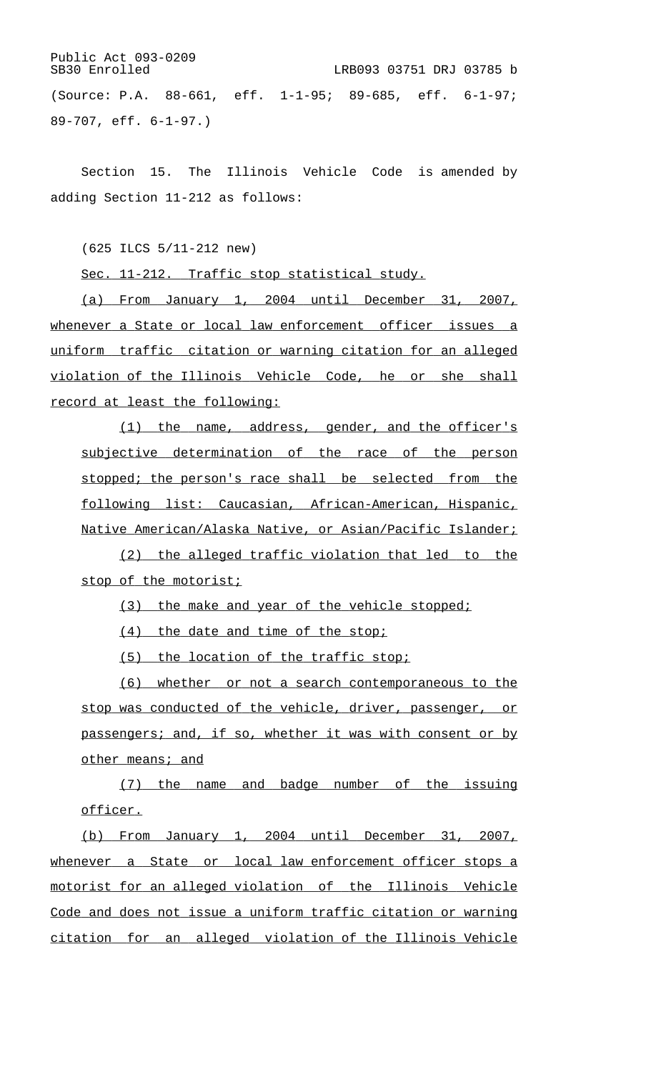(Source: P.A. 88-661, eff. 1-1-95; 89-685, eff. 6-1-97; 89-707, eff. 6-1-97.)

Section 15. The Illinois Vehicle Code is amended by adding Section 11-212 as follows:

(625 ILCS 5/11-212 new)

Sec. 11-212. Traffic stop statistical study.

(a) From January 1, 2004 until December 31, 2007, whenever a State or local law enforcement officer issues a uniform traffic citation or warning citation for an alleged violation of the Illinois Vehicle Code, he or she shall record at least the following:

(1) the name, address, gender, and the officer's subjective determination of the race of the person stopped; the person's race shall be selected from the following list: Caucasian, African-American, Hispanic, Native American/Alaska Native, or Asian/Pacific Islander;

(2) the alleged traffic violation that led to the stop of the motorist;

(3) the make and year of the vehicle stopped;

(4) the date and time of the stop;

(5) the location of the traffic stop;

(6) whether or not a search contemporaneous to the stop was conducted of the vehicle, driver, passenger, or passengers; and, if so, whether it was with consent or by other means; and

(7) the name and badge number of the issuing officer.

(b) From January 1, 2004 until December 31, 2007, whenever a State or local law enforcement officer stops a motorist for an alleged violation of the Illinois Vehicle Code and does not issue a uniform traffic citation or warning citation for an alleged violation of the Illinois Vehicle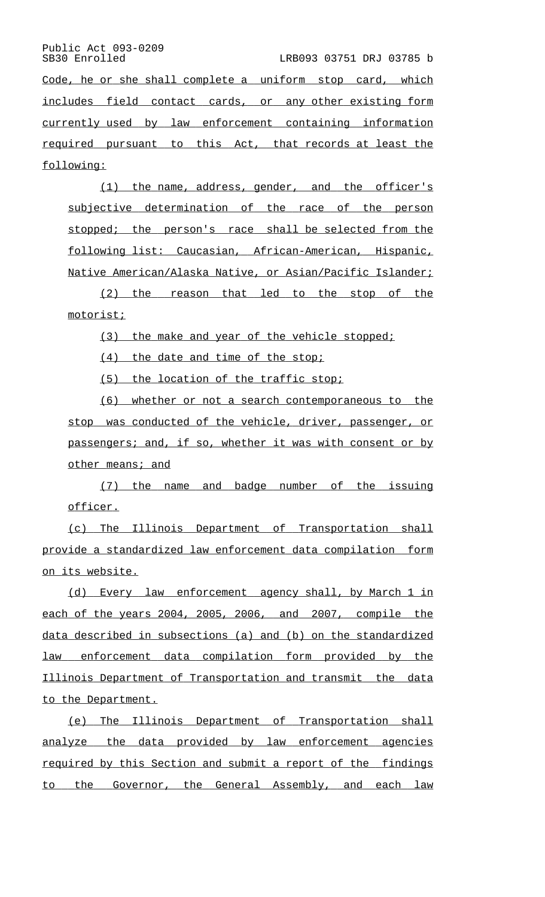Code, he or she shall complete a uniform stop card, which includes field contact cards, or any other existing form currently used by law enforcement containing information required pursuant to this Act, that records at least the following:

(1) the name, address, gender, and the officer's subjective determination of the race of the person stopped; the person's race shall be selected from the following list: Caucasian, African-American, Hispanic, Native American/Alaska Native, or Asian/Pacific Islander;

(2) the reason that led to the stop of the motorist;

(3) the make and year of the vehicle stopped;

(4) the date and time of the stop;

(5) the location of the traffic stop;

(6) whether or not a search contemporaneous to the stop was conducted of the vehicle, driver, passenger, or passengers; and, if so, whether it was with consent or by other means; and

(7) the name and badge number of the issuing officer.

(c) The Illinois Department of Transportation shall provide a standardized law enforcement data compilation form on its website.

(d) Every law enforcement agency shall, by March 1 in each of the years 2004, 2005, 2006, and 2007, compile the data described in subsections (a) and (b) on the standardized law enforcement data compilation form provided by the Illinois Department of Transportation and transmit the data to the Department.

(e) The Illinois Department of Transportation shall analyze the data provided by law enforcement agencies required by this Section and submit a report of the findings to the Governor, the General Assembly, and each law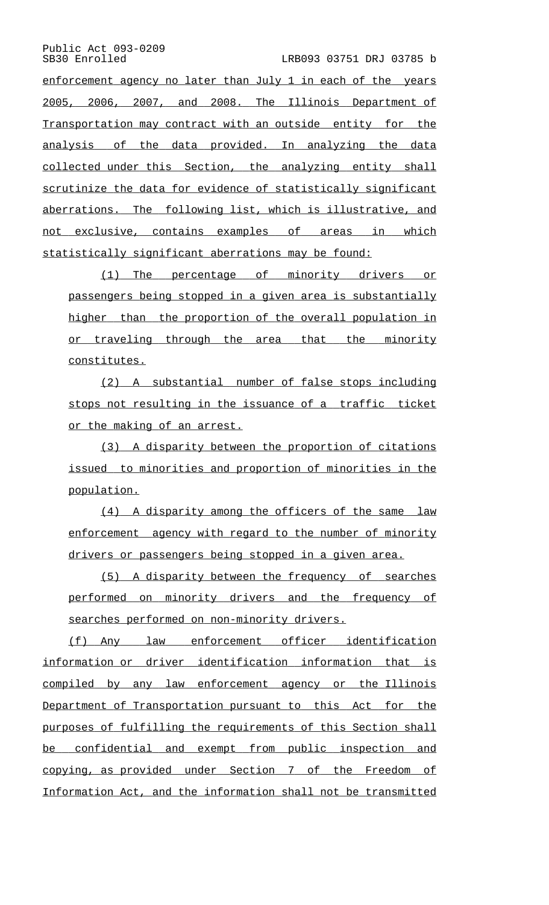enforcement agency no later than July 1 in each of the years 2005, 2006, 2007, and 2008. The Illinois Department of Transportation may contract with an outside entity for the analysis of the data provided. In analyzing the data collected under this Section, the analyzing entity shall scrutinize the data for evidence of statistically significant aberrations. The following list, which is illustrative, and not exclusive, contains examples of areas in which statistically significant aberrations may be found:

(1) The percentage of minority drivers or passengers being stopped in a given area is substantially higher than the proportion of the overall population in or traveling through the area that the minority constitutes.

(2) A substantial number of false stops including stops not resulting in the issuance of a traffic ticket or the making of an arrest.

(3) A disparity between the proportion of citations issued to minorities and proportion of minorities in the population.

(4) A disparity among the officers of the same law enforcement agency with regard to the number of minority drivers or passengers being stopped in a given area.

(5) A disparity between the frequency of searches performed on minority drivers and the frequency of searches performed on non-minority drivers.

(f) Any law enforcement officer identification information or driver identification information that is compiled by any law enforcement agency or the Illinois Department of Transportation pursuant to this Act for the purposes of fulfilling the requirements of this Section shall be confidential and exempt from public inspection and copying, as provided under Section 7 of the Freedom of Information Act, and the information shall not be transmitted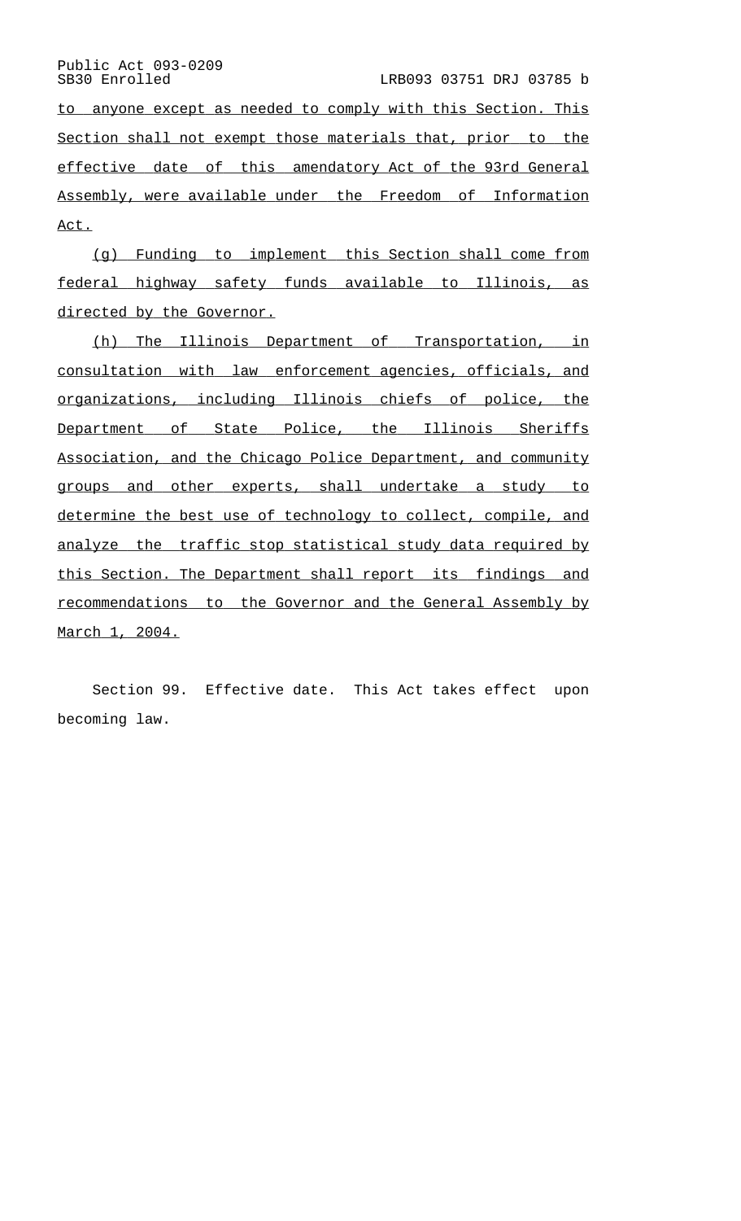to anyone except as needed to comply with this Section. This Section shall not exempt those materials that, prior to the effective date of this amendatory Act of the 93rd General Assembly, were available under the Freedom of Information Act.

(g) Funding to implement this Section shall come from federal highway safety funds available to Illinois, as directed by the Governor.

(h) The Illinois Department of Transportation, in consultation with law enforcement agencies, officials, and organizations, including Illinois chiefs of police, the Department of State Police, the Illinois Sheriffs Association, and the Chicago Police Department, and community groups and other experts, shall undertake a study to determine the best use of technology to collect, compile, and analyze the traffic stop statistical study data required by this Section. The Department shall report its findings and recommendations to the Governor and the General Assembly by March 1, 2004.

Section 99. Effective date. This Act takes effect upon becoming law.